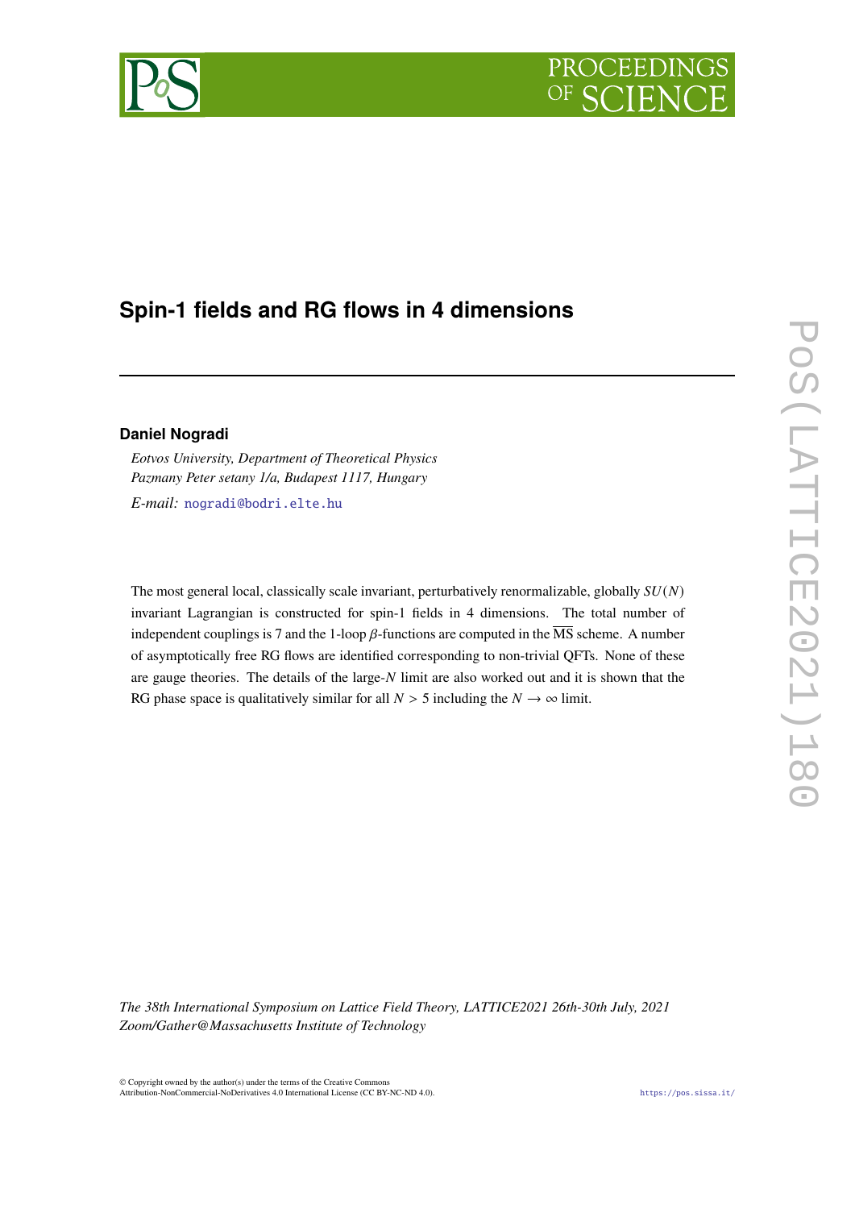# Spin-1 fields and RG flows in 4 dimensions

**Daniel Nogradi**

*Eotvos University, Department of Theoretical Physics*
*Pazmany Peter setany 1/a, Budapest 1117, Hungary*

*E-mail:* nogradi@bodri.elte.hu

The most general local, classically scale invariant, perturbatively renormalizable, globally $SU(N)$ invariant Lagrangian is constructed for spin-1 fields in 4 dimensions. The total number of independent couplings is 7 and the 1-loop $\beta$-functions are computed in the $\overline{\text{MS}}$ scheme. A number of asymptotically free RG flows are identified corresponding to non-trivial QFTs. None of these are gauge theories. The details of the large-$N$ limit are also worked out and it is shown that the RG phase space is qualitatively similar for all $N > 5$ including the $N \to \infty$ limit.

*The 38th International Symposium on Lattice Field Theory, LATTICE2021 26th-30th July, 2021*
*Zoom/Gather@Massachusetts Institute of Technology*

© Copyright owned by the author(s) under the terms of the Creative Commons Attribution-NonCommercial-NoDerivatives 4.0 International License (CC BY-NC-ND 4.0).

https://pos.sissa.it/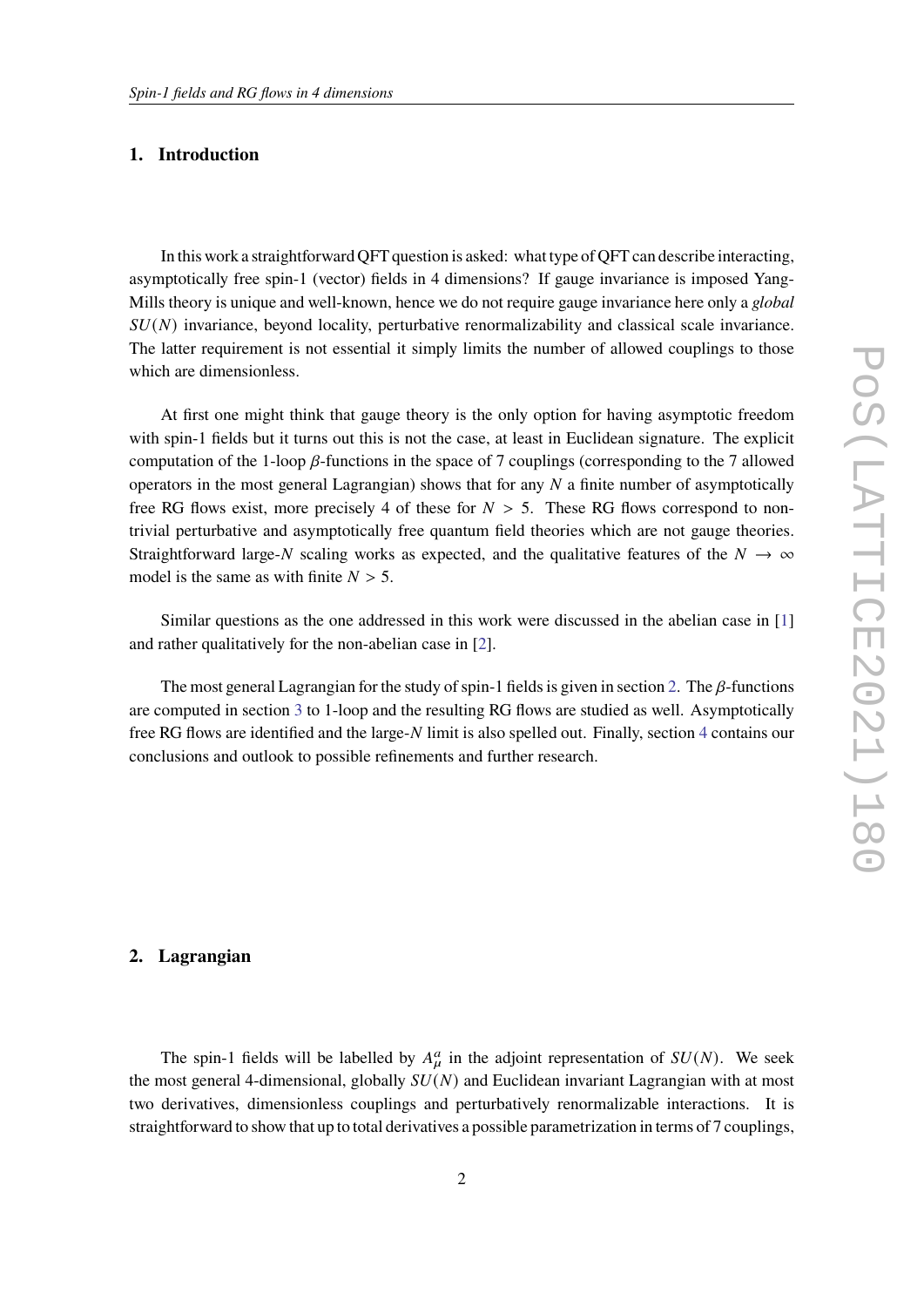## 1. Introduction

In this work a straightforward QFT question is asked: what type of QFT can describe interacting, asymptotically free spin-1 (vector) fields in 4 dimensions? If gauge invariance is imposed Yang-Mills theory is unique and well-known, hence we do not require gauge invariance here only a *global* $SU(N)$ invariance, beyond locality, perturbative renormalizability and classical scale invariance. The latter requirement is not essential it simply limits the number of allowed couplings to those which are dimensionless.

At first one might think that gauge theory is the only option for having asymptotic freedom with spin-1 fields but it turns out this is not the case, at least in Euclidean signature. The explicit computation of the 1-loop $\beta$-functions in the space of 7 couplings (corresponding to the 7 allowed operators in the most general Lagrangian) shows that for any $N$ a finite number of asymptotically free RG flows exist, more precisely 4 of these for $N > 5$. These RG flows correspond to non-trivial perturbative and asymptotically free quantum field theories which are not gauge theories. Straightforward large-$N$ scaling works as expected, and the qualitative features of the $N \to \infty$ model is the same as with finite $N > 5$.

Similar questions as the one addressed in this work were discussed in the abelian case in [1] and rather qualitatively for the non-abelian case in [2].

The most general Lagrangian for the study of spin-1 fields is given in section 2. The $\beta$-functions are computed in section 3 to 1-loop and the resulting RG flows are studied as well. Asymptotically free RG flows are identified and the large-$N$ limit is also spelled out. Finally, section 4 contains our conclusions and outlook to possible refinements and further research.

## 2. Lagrangian

The spin-1 fields will be labelled by $A_\mu^a$ in the adjoint representation of $SU(N)$. We seek the most general 4-dimensional, globally $SU(N)$ and Euclidean invariant Lagrangian with at most two derivatives, dimensionless couplings and perturbatively renormalizable interactions. It is straightforward to show that up to total derivatives a possible parametrization in terms of 7 couplings,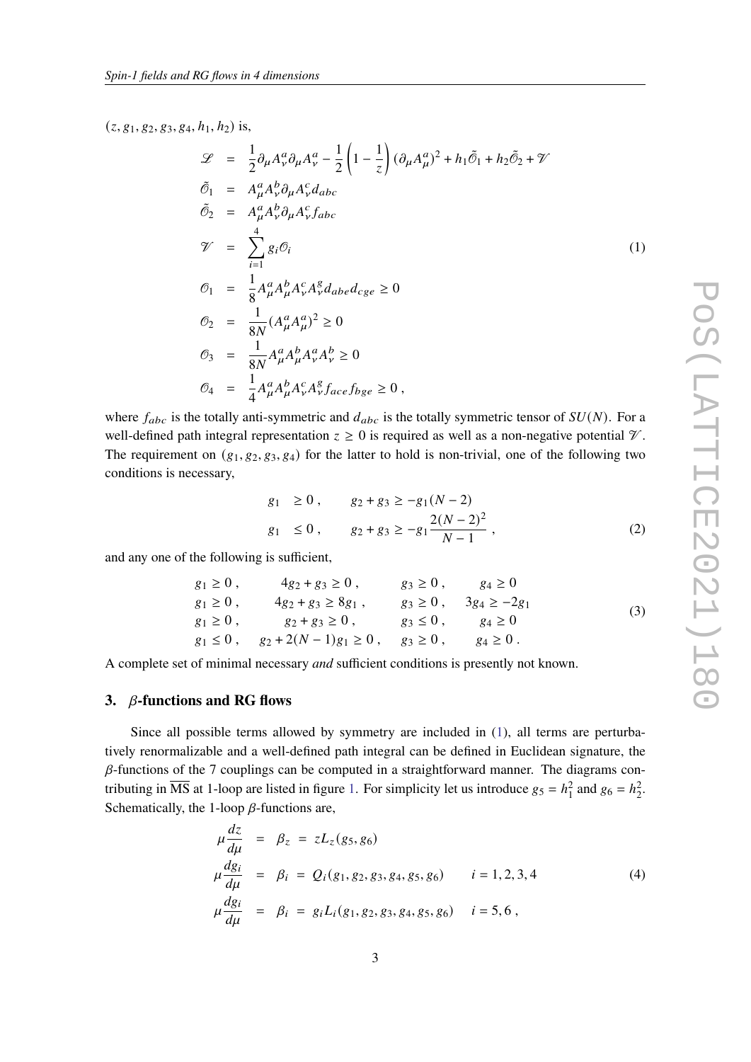$(z, g_1, g_2, g_3, g_4, h_1, h_2)$ is,

$$
\begin{aligned}
\mathscr{L} &= \frac{1}{2}\partial_\mu A^a_\nu \partial_\mu A^a_\nu - \frac{1}{2}\left(1 - \frac{1}{z}\right)(\partial_\mu A^a_\mu)^2 + h_1 \tilde{\mathcal{O}}_1 + h_2 \tilde{\mathcal{O}}_2 + \mathscr{V} \\
\tilde{\mathcal{O}}_1 &= A^a_\mu A^b_\nu \partial_\mu A^c_\nu d_{abc} \\
\tilde{\mathcal{O}}_2 &= A^a_\mu A^b_\nu \partial_\mu A^c_\nu f_{abc} \\
\mathscr{V} &= \sum_{i=1}^{4} g_i \mathcal{O}_i \\
\mathcal{O}_1 &= \frac{1}{8} A^a_\mu A^b_\mu A^c_\nu A^g_\nu d_{abe} d_{cge} \geq 0 \\
\mathcal{O}_2 &= \frac{1}{8N}(A^a_\mu A^a_\mu)^2 \geq 0 \\
\mathcal{O}_3 &= \frac{1}{8N} A^a_\mu A^b_\mu A^a_\nu A^b_\nu \geq 0 \\
\mathcal{O}_4 &= \frac{1}{4} A^a_\mu A^b_\mu A^c_\nu A^g_\nu f_{ace} f_{bge} \geq 0 \,,
\end{aligned}
\tag{1}
$$

where $f_{abc}$ is the totally anti-symmetric and $d_{abc}$ is the totally symmetric tensor of $SU(N)$. For a well-defined path integral representation $z \geq 0$ is required as well as a non-negative potential $\mathscr{V}$. The requirement on $(g_1, g_2, g_3, g_4)$ for the latter to hold is non-trivial, one of the following two conditions is necessary,

$$
\begin{aligned}
g_1 &\geq 0 \,, \qquad g_2 + g_3 \geq -g_1(N-2) \\
g_1 &\leq 0 \,, \qquad g_2 + g_3 \geq -g_1 \frac{2(N-2)^2}{N-1} \,,
\end{aligned}
\tag{2}
$$

and any one of the following is sufficient,

$$
\begin{aligned}
&g_1 \geq 0 \,, \qquad 4g_2 + g_3 \geq 0 \,, \qquad g_3 \geq 0 \,, \qquad g_4 \geq 0 \\
&g_1 \geq 0 \,, \qquad 4g_2 + g_3 \geq 8g_1 \,, \qquad g_3 \geq 0 \,, \qquad 3g_4 \geq -2g_1 \\
&g_1 \geq 0 \,, \qquad g_2 + g_3 \geq 0 \,, \qquad g_3 \leq 0 \,, \qquad g_4 \geq 0 \\
&g_1 \leq 0 \,, \qquad g_2 + 2(N-1)g_1 \geq 0 \,, \qquad g_3 \geq 0 \,, \qquad g_4 \geq 0 \,.
\end{aligned}
\tag{3}
$$

A complete set of minimal necessary *and* sufficient conditions is presently not known.

## 3. $\beta$-functions and RG flows

Since all possible terms allowed by symmetry are included in (1), all terms are perturbatively renormalizable and a well-defined path integral can be defined in Euclidean signature, the $\beta$-functions of the 7 couplings can be computed in a straightforward manner. The diagrams contributing in $\overline{\text{MS}}$ at 1-loop are listed in figure 1. For simplicity let us introduce $g_5 = h_1^2$ and $g_6 = h_2^2$. Schematically, the 1-loop $\beta$-functions are,

$$
\begin{aligned}
\mu \frac{dz}{d\mu} &= \beta_z = z L_z(g_5, g_6) \\
\mu \frac{dg_i}{d\mu} &= \beta_i = Q_i(g_1, g_2, g_3, g_4, g_5, g_6) \qquad i = 1, 2, 3, 4 \\
\mu \frac{dg_i}{d\mu} &= \beta_i = g_i L_i(g_1, g_2, g_3, g_4, g_5, g_6) \qquad i = 5, 6 \,,
\end{aligned}
\tag{4}
$$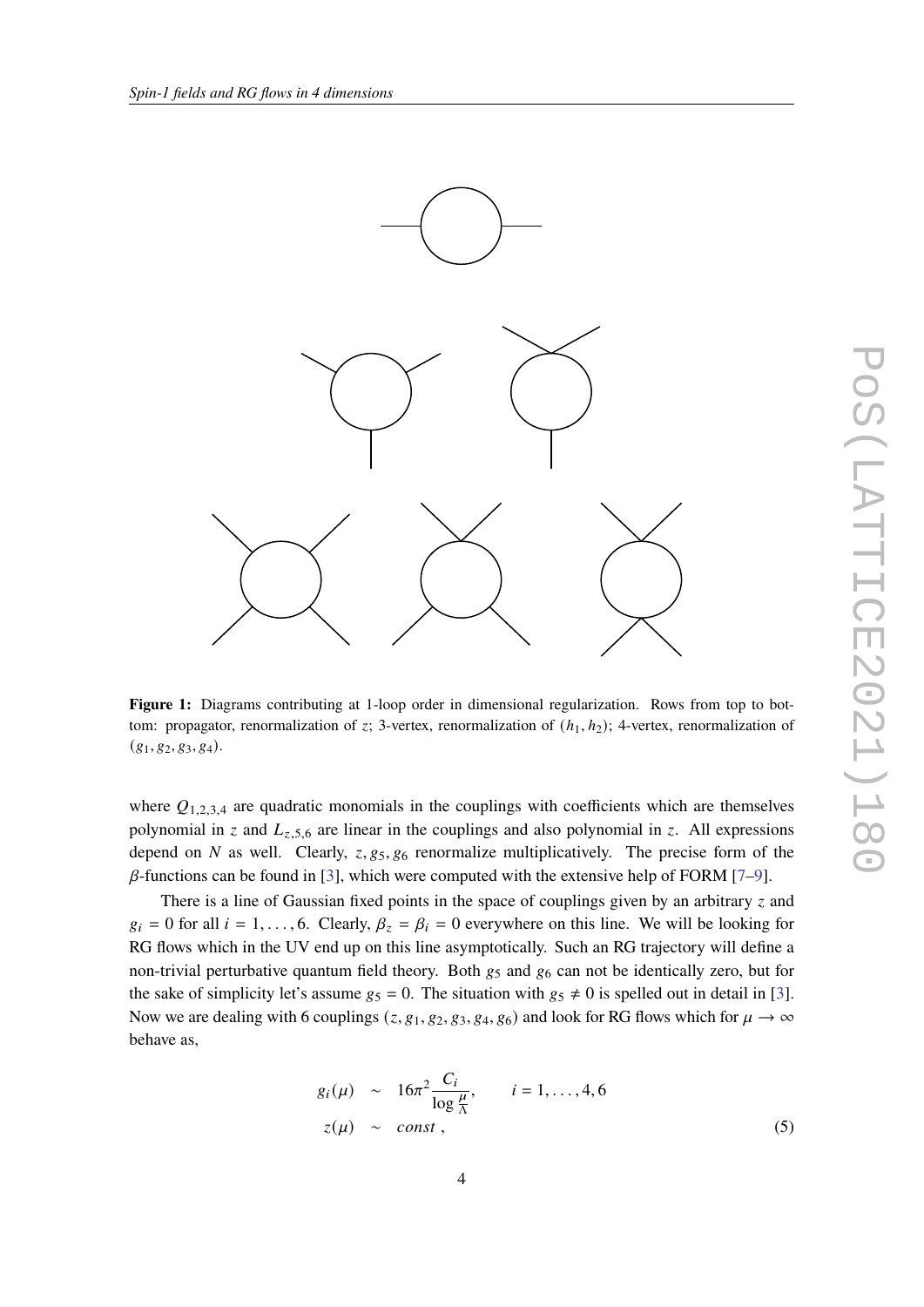**Figure 1:** Diagrams contributing at 1-loop order in dimensional regularization. Rows from top to bottom: propagator, renormalization of $z$; 3-vertex, renormalization of $(h_1, h_2)$; 4-vertex, renormalization of $(g_1, g_2, g_3, g_4)$.

where $Q_{1,2,3,4}$ are quadratic monomials in the couplings with coefficients which are themselves polynomial in $z$ and $L_{z,5,6}$ are linear in the couplings and also polynomial in $z$. All expressions depend on $N$ as well. Clearly, $z, g_5, g_6$ renormalize multiplicatively. The precise form of the $\beta$-functions can be found in [3], which were computed with the extensive help of FORM [7–9].

There is a line of Gaussian fixed points in the space of couplings given by an arbitrary $z$ and $g_i = 0$ for all $i = 1, \ldots, 6$. Clearly, $\beta_z = \beta_i = 0$ everywhere on this line. We will be looking for RG flows which in the UV end up on this line asymptotically. Such an RG trajectory will define a non-trivial perturbative quantum field theory. Both $g_5$ and $g_6$ can not be identically zero, but for the sake of simplicity let's assume $g_5 = 0$. The situation with $g_5 \neq 0$ is spelled out in detail in [3]. Now we are dealing with 6 couplings $(z, g_1, g_2, g_3, g_4, g_6)$ and look for RG flows which for $\mu \to \infty$ behave as,

$$
\begin{aligned}
g_i(\mu) &\sim 16\pi^2 \frac{C_i}{\log \frac{\mu}{\Lambda}}, \qquad i = 1, \ldots, 4, 6 \\
z(\mu) &\sim const \,,
\end{aligned}
\tag{5}
$$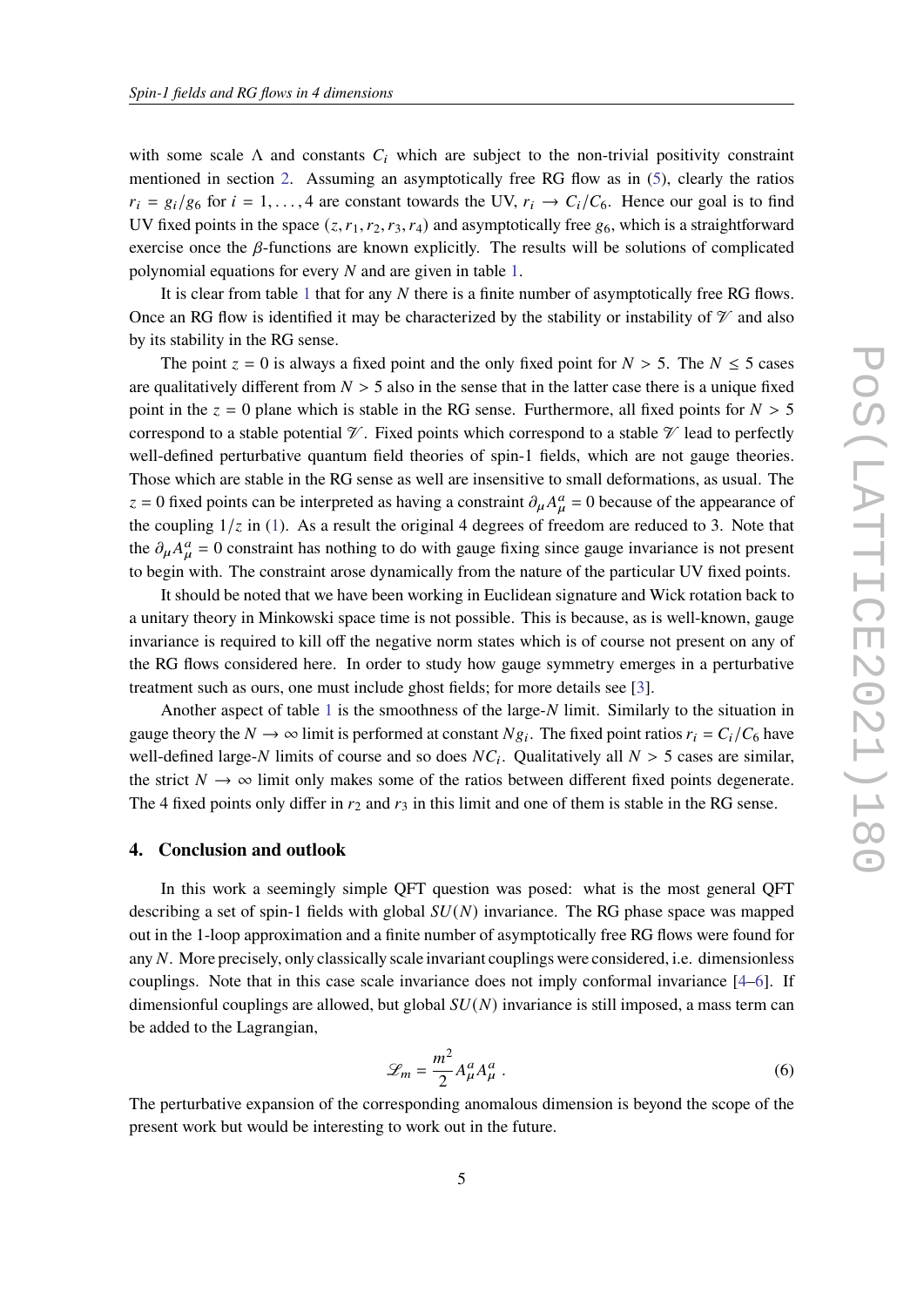with some scale $\Lambda$ and constants $C_i$ which are subject to the non-trivial positivity constraint mentioned in section 2. Assuming an asymptotically free RG flow as in (5), clearly the ratios $r_i = g_i/g_6$ for $i = 1, \ldots, 4$ are constant towards the UV, $r_i \to C_i/C_6$. Hence our goal is to find UV fixed points in the space $(z, r_1, r_2, r_3, r_4)$ and asymptotically free $g_6$, which is a straightforward exercise once the $\beta$-functions are known explicitly. The results will be solutions of complicated polynomial equations for every $N$ and are given in table 1.

It is clear from table 1 that for any $N$ there is a finite number of asymptotically free RG flows. Once an RG flow is identified it may be characterized by the stability or instability of $\mathscr{V}$ and also by its stability in the RG sense.

The point $z = 0$ is always a fixed point and the only fixed point for $N > 5$. The $N \leq 5$ cases are qualitatively different from $N > 5$ also in the sense that in the latter case there is a unique fixed point in the $z = 0$ plane which is stable in the RG sense. Furthermore, all fixed points for $N > 5$ correspond to a stable potential $\mathscr{V}$. Fixed points which correspond to a stable $\mathscr{V}$ lead to perfectly well-defined perturbative quantum field theories of spin-1 fields, which are not gauge theories. Those which are stable in the RG sense as well are insensitive to small deformations, as usual. The $z = 0$ fixed points can be interpreted as having a constraint $\partial_\mu A^a_\mu = 0$ because of the appearance of the coupling $1/z$ in (1). As a result the original 4 degrees of freedom are reduced to 3. Note that the $\partial_\mu A^a_\mu = 0$ constraint has nothing to do with gauge fixing since gauge invariance is not present to begin with. The constraint arose dynamically from the nature of the particular UV fixed points.

It should be noted that we have been working in Euclidean signature and Wick rotation back to a unitary theory in Minkowski space time is not possible. This is because, as is well-known, gauge invariance is required to kill off the negative norm states which is of course not present on any of the RG flows considered here. In order to study how gauge symmetry emerges in a perturbative treatment such as ours, one must include ghost fields; for more details see [3].

Another aspect of table 1 is the smoothness of the large-$N$ limit. Similarly to the situation in gauge theory the $N \to \infty$ limit is performed at constant $Ng_i$. The fixed point ratios $r_i = C_i/C_6$ have well-defined large-$N$ limits of course and so does $NC_i$. Qualitatively all $N > 5$ cases are similar, the strict $N \to \infty$ limit only makes some of the ratios between different fixed points degenerate. The 4 fixed points only differ in $r_2$ and $r_3$ in this limit and one of them is stable in the RG sense.

## 4. Conclusion and outlook

In this work a seemingly simple QFT question was posed: what is the most general QFT describing a set of spin-1 fields with global $SU(N)$ invariance. The RG phase space was mapped out in the 1-loop approximation and a finite number of asymptotically free RG flows were found for any $N$. More precisely, only classically scale invariant couplings were considered, i.e. dimensionless couplings. Note that in this case scale invariance does not imply conformal invariance [4–6]. If dimensionful couplings are allowed, but global $SU(N)$ invariance is still imposed, a mass term can be added to the Lagrangian,

$$\mathscr{L}_m = \frac{m^2}{2} A^a_\mu A^a_\mu \,. \tag{6}$$

The perturbative expansion of the corresponding anomalous dimension is beyond the scope of the present work but would be interesting to work out in the future.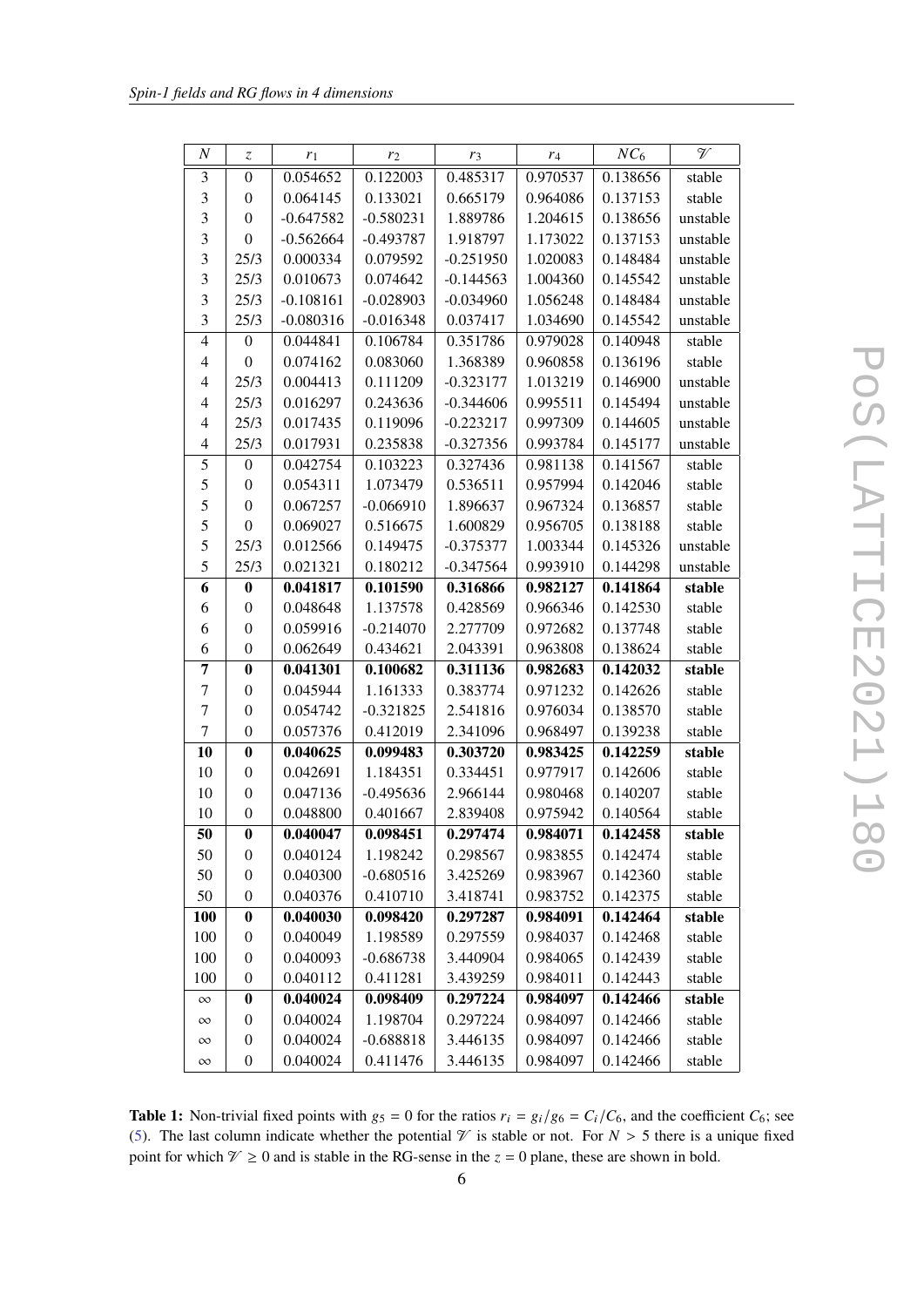| $N$ | $z$ | $r_1$ | $r_2$ | $r_3$ | $r_4$ | $NC_6$ | $\mathscr{V}$ |
|---|---|---|---|---|---|---|---|
| 3 | 0 | 0.054652 | 0.122003 | 0.485317 | 0.970537 | 0.138656 | stable |
| 3 | 0 | 0.064145 | 0.133021 | 0.665179 | 0.964086 | 0.137153 | stable |
| 3 | 0 | -0.647582 | -0.580231 | 1.889786 | 1.204615 | 0.138656 | unstable |
| 3 | 0 | -0.562664 | -0.493787 | 1.918797 | 1.173022 | 0.137153 | unstable |
| 3 | 25/3 | 0.000334 | 0.079592 | -0.251950 | 1.020083 | 0.148484 | unstable |
| 3 | 25/3 | 0.010673 | 0.074642 | -0.144563 | 1.004360 | 0.145542 | unstable |
| 3 | 25/3 | -0.108161 | -0.028903 | -0.034960 | 1.056248 | 0.148484 | unstable |
| 3 | 25/3 | -0.080316 | -0.016348 | 0.037417 | 1.034690 | 0.145542 | unstable |
| 4 | 0 | 0.044841 | 0.106784 | 0.351786 | 0.979028 | 0.140948 | stable |
| 4 | 0 | 0.074162 | 0.083060 | 1.368389 | 0.960858 | 0.136196 | stable |
| 4 | 25/3 | 0.004413 | 0.111209 | -0.323177 | 1.013219 | 0.146900 | unstable |
| 4 | 25/3 | 0.016297 | 0.243636 | -0.344606 | 0.995511 | 0.145494 | unstable |
| 4 | 25/3 | 0.017435 | 0.119096 | -0.223217 | 0.997309 | 0.144605 | unstable |
| 4 | 25/3 | 0.017931 | 0.235838 | -0.327356 | 0.993784 | 0.145177 | unstable |
| 5 | 0 | 0.042754 | 0.103223 | 0.327436 | 0.981138 | 0.141567 | stable |
| 5 | 0 | 0.054311 | 1.073479 | 0.536511 | 0.957994 | 0.142046 | stable |
| 5 | 0 | 0.067257 | -0.066910 | 1.896637 | 0.967324 | 0.136857 | stable |
| 5 | 0 | 0.069027 | 0.516675 | 1.600829 | 0.956705 | 0.138188 | stable |
| 5 | 25/3 | 0.012566 | 0.149475 | -0.375377 | 1.003344 | 0.145326 | unstable |
| 5 | 25/3 | 0.021321 | 0.180212 | -0.347564 | 0.993910 | 0.144298 | unstable |
| **6** | **0** | **0.041817** | **0.101590** | **0.316866** | **0.982127** | **0.141864** | **stable** |
| 6 | 0 | 0.048648 | 1.137578 | 0.428569 | 0.966346 | 0.142530 | stable |
| 6 | 0 | 0.059916 | -0.214070 | 2.277709 | 0.972682 | 0.137748 | stable |
| 6 | 0 | 0.062649 | 0.434621 | 2.043391 | 0.963808 | 0.138624 | stable |
| **7** | **0** | **0.041301** | **0.100682** | **0.311136** | **0.982683** | **0.142032** | **stable** |
| 7 | 0 | 0.045944 | 1.161333 | 0.383774 | 0.971232 | 0.142626 | stable |
| 7 | 0 | 0.054742 | -0.321825 | 2.541816 | 0.976034 | 0.138570 | stable |
| 7 | 0 | 0.057376 | 0.412019 | 2.341096 | 0.968497 | 0.139238 | stable |
| **10** | **0** | **0.040625** | **0.099483** | **0.303720** | **0.983425** | **0.142259** | **stable** |
| 10 | 0 | 0.042691 | 1.184351 | 0.334451 | 0.977917 | 0.142606 | stable |
| 10 | 0 | 0.047136 | -0.495636 | 2.966144 | 0.980468 | 0.140207 | stable |
| 10 | 0 | 0.048800 | 0.401667 | 2.839408 | 0.975942 | 0.140564 | stable |
| **50** | **0** | **0.040047** | **0.098451** | **0.297474** | **0.984071** | **0.142458** | **stable** |
| 50 | 0 | 0.040124 | 1.198242 | 0.298567 | 0.983855 | 0.142474 | stable |
| 50 | 0 | 0.040300 | -0.680516 | 3.425269 | 0.983967 | 0.142360 | stable |
| 50 | 0 | 0.040376 | 0.410710 | 3.418741 | 0.983752 | 0.142375 | stable |
| **100** | **0** | **0.040030** | **0.098420** | **0.297287** | **0.984091** | **0.142464** | **stable** |
| 100 | 0 | 0.040049 | 1.198589 | 0.297559 | 0.984037 | 0.142468 | stable |
| 100 | 0 | 0.040093 | -0.686738 | 3.440904 | 0.984065 | 0.142439 | stable |
| 100 | 0 | 0.040112 | 0.411281 | 3.439259 | 0.984011 | 0.142443 | stable |
| **$\infty$** | **0** | **0.040024** | **0.098409** | **0.297224** | **0.984097** | **0.142466** | **stable** |
| $\infty$ | 0 | 0.040024 | 1.198704 | 0.297224 | 0.984097 | 0.142466 | stable |
| $\infty$ | 0 | 0.040024 | -0.688818 | 3.446135 | 0.984097 | 0.142466 | stable |
| $\infty$ | 0 | 0.040024 | 0.411476 | 3.446135 | 0.984097 | 0.142466 | stable |

**Table 1:** Non-trivial fixed points with $g_5 = 0$ for the ratios $r_i = g_i/g_6 = C_i/C_6$, and the coefficient $C_6$; see (5). The last column indicate whether the potential $\mathscr{V}$ is stable or not. For $N > 5$ there is a unique fixed point for which $\mathscr{V} \geq 0$ and is stable in the RG-sense in the $z = 0$ plane, these are shown in bold.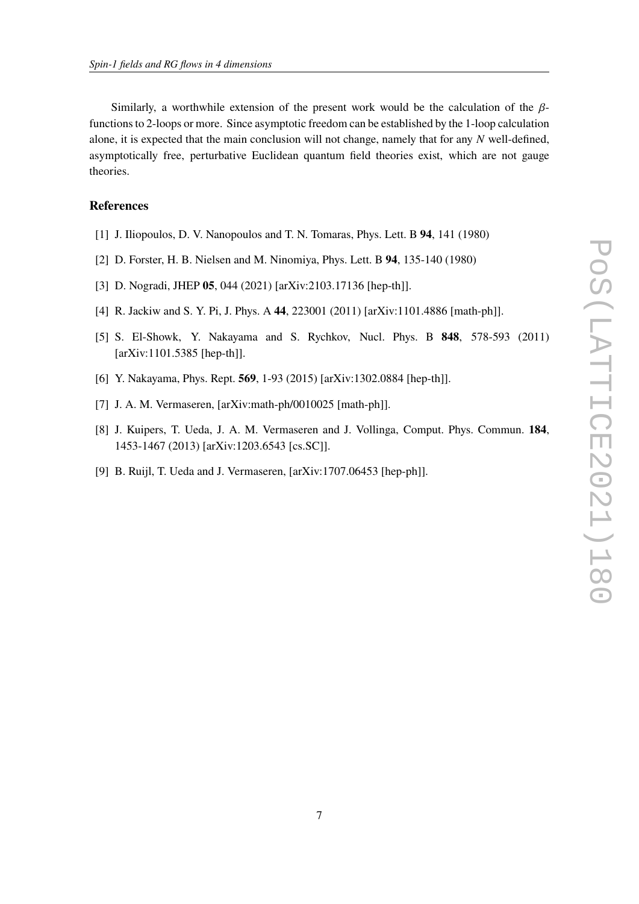Similarly, a worthwhile extension of the present work would be the calculation of the $\beta$-functions to 2-loops or more. Since asymptotic freedom can be established by the 1-loop calculation alone, it is expected that the main conclusion will not change, namely that for any $N$ well-defined, asymptotically free, perturbative Euclidean quantum field theories exist, which are not gauge theories.

## References

[1] J. Iliopoulos, D. V. Nanopoulos and T. N. Tomaras, Phys. Lett. B **94**, 141 (1980)

[2] D. Forster, H. B. Nielsen and M. Ninomiya, Phys. Lett. B **94**, 135-140 (1980)

[3] D. Nogradi, JHEP **05**, 044 (2021) [arXiv:2103.17136 [hep-th]].

[4] R. Jackiw and S. Y. Pi, J. Phys. A **44**, 223001 (2011) [arXiv:1101.4886 [math-ph]].

[5] S. El-Showk, Y. Nakayama and S. Rychkov, Nucl. Phys. B **848**, 578-593 (2011) [arXiv:1101.5385 [hep-th]].

[6] Y. Nakayama, Phys. Rept. **569**, 1-93 (2015) [arXiv:1302.0884 [hep-th]].

[7] J. A. M. Vermaseren, [arXiv:math-ph/0010025 [math-ph]].

[8] J. Kuipers, T. Ueda, J. A. M. Vermaseren and J. Vollinga, Comput. Phys. Commun. **184**, 1453-1467 (2013) [arXiv:1203.6543 [cs.SC]].

[9] B. Ruijl, T. Ueda and J. Vermaseren, [arXiv:1707.06453 [hep-ph]].